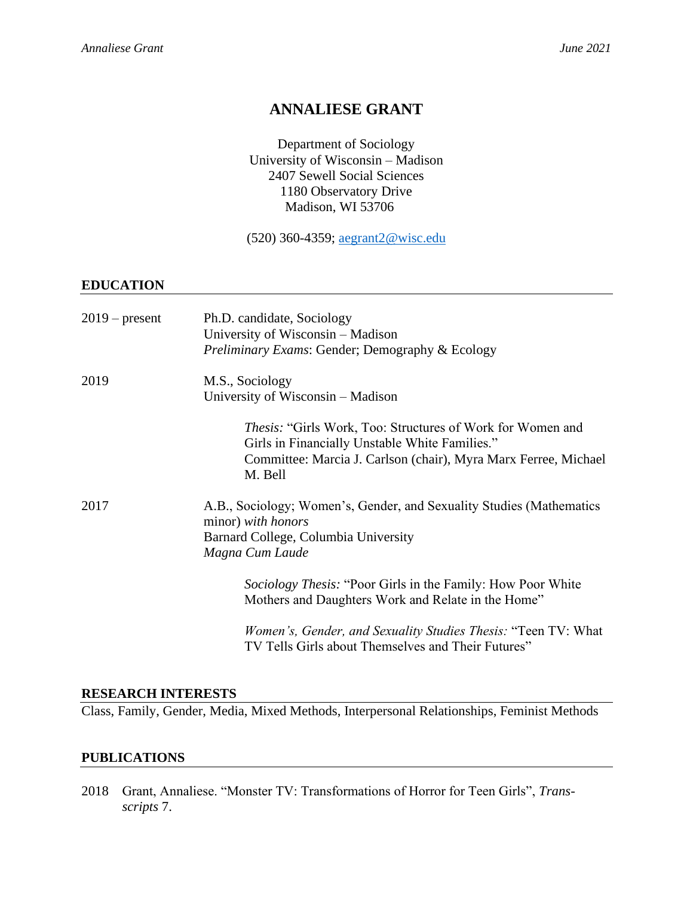# ANNALIESE GRANT

Department of Sociology
University of Wisconsin – Madison
2407 Sewell Social Sciences
1180 Observatory Drive
Madison, WI 53706

(520) 360-4359; aegrant2@wisc.edu

## EDUCATION

2019 – present — Ph.D. candidate, Sociology
University of Wisconsin – Madison
*Preliminary Exams*: Gender; Demography & Ecology

2019 — M.S., Sociology
University of Wisconsin – Madison

> *Thesis:* "Girls Work, Too: Structures of Work for Women and Girls in Financially Unstable White Families."
> Committee: Marcia J. Carlson (chair), Myra Marx Ferree, Michael M. Bell

2017 — A.B., Sociology; Women's, Gender, and Sexuality Studies (Mathematics minor) *with honors*
Barnard College, Columbia University
*Magna Cum Laude*

> *Sociology Thesis:* "Poor Girls in the Family: How Poor White Mothers and Daughters Work and Relate in the Home"

> *Women's, Gender, and Sexuality Studies Thesis:* "Teen TV: What TV Tells Girls about Themselves and Their Futures"

## RESEARCH INTERESTS

Class, Family, Gender, Media, Mixed Methods, Interpersonal Relationships, Feminist Methods

## PUBLICATIONS

2018 Grant, Annaliese. "Monster TV: Transformations of Horror for Teen Girls", *Trans-scripts* 7.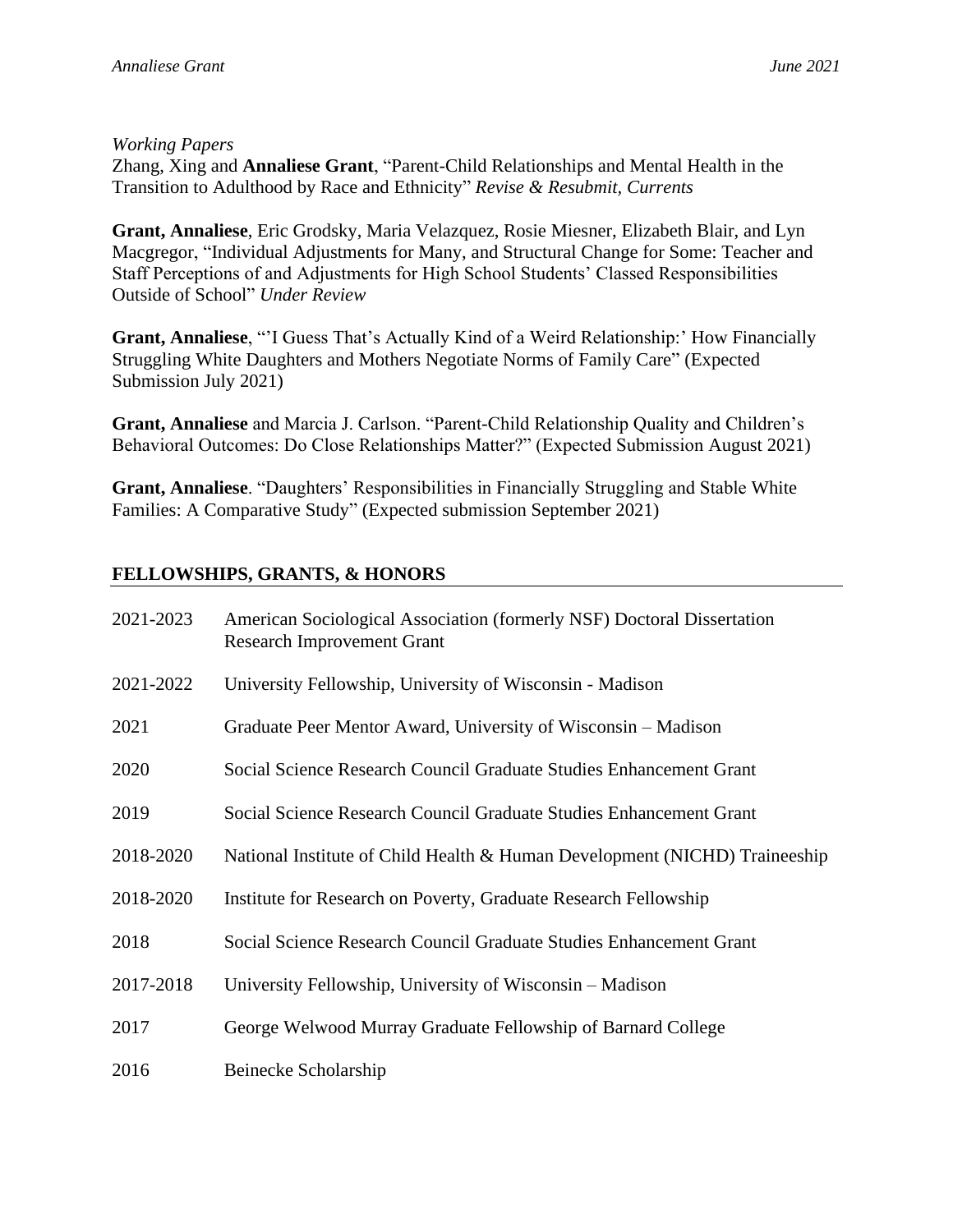*Working Papers*

Zhang, Xing and **Annaliese Grant**, "Parent-Child Relationships and Mental Health in the Transition to Adulthood by Race and Ethnicity" *Revise & Resubmit, Currents*

**Grant, Annaliese**, Eric Grodsky, Maria Velazquez, Rosie Miesner, Elizabeth Blair, and Lyn Macgregor, "Individual Adjustments for Many, and Structural Change for Some: Teacher and Staff Perceptions of and Adjustments for High School Students' Classed Responsibilities Outside of School" *Under Review*

**Grant, Annaliese**, "'I Guess That's Actually Kind of a Weird Relationship:' How Financially Struggling White Daughters and Mothers Negotiate Norms of Family Care" (Expected Submission July 2021)

**Grant, Annaliese** and Marcia J. Carlson. "Parent-Child Relationship Quality and Children's Behavioral Outcomes: Do Close Relationships Matter?" (Expected Submission August 2021)

**Grant, Annaliese**. "Daughters' Responsibilities in Financially Struggling and Stable White Families: A Comparative Study" (Expected submission September 2021)

## FELLOWSHIPS, GRANTS, & HONORS

| | |
|---|---|
| 2021-2023 | American Sociological Association (formerly NSF) Doctoral Dissertation Research Improvement Grant |
| 2021-2022 | University Fellowship, University of Wisconsin - Madison |
| 2021 | Graduate Peer Mentor Award, University of Wisconsin – Madison |
| 2020 | Social Science Research Council Graduate Studies Enhancement Grant |
| 2019 | Social Science Research Council Graduate Studies Enhancement Grant |
| 2018-2020 | National Institute of Child Health & Human Development (NICHD) Traineeship |
| 2018-2020 | Institute for Research on Poverty, Graduate Research Fellowship |
| 2018 | Social Science Research Council Graduate Studies Enhancement Grant |
| 2017-2018 | University Fellowship, University of Wisconsin – Madison |
| 2017 | George Welwood Murray Graduate Fellowship of Barnard College |
| 2016 | Beinecke Scholarship |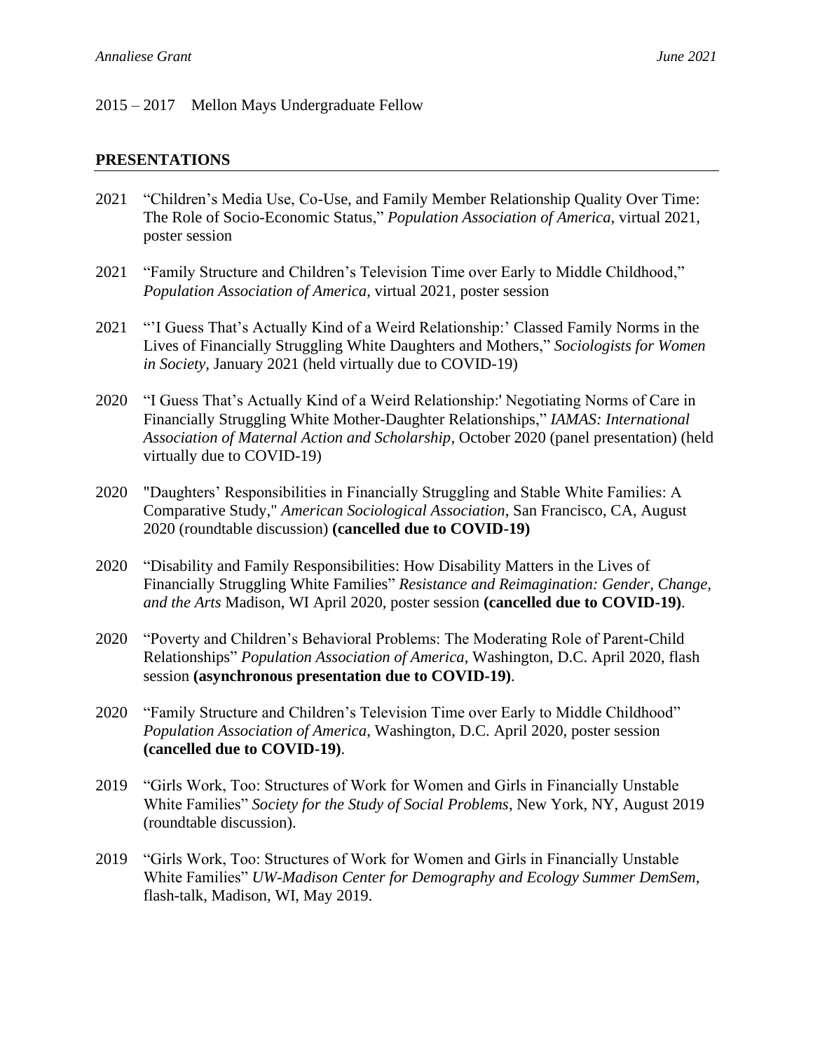2015 – 2017 Mellon Mays Undergraduate Fellow

## PRESENTATIONS

2021 "Children's Media Use, Co-Use, and Family Member Relationship Quality Over Time: The Role of Socio-Economic Status," *Population Association of America*, virtual 2021, poster session

2021 "Family Structure and Children's Television Time over Early to Middle Childhood," *Population Association of America*, virtual 2021, poster session

2021 "'I Guess That's Actually Kind of a Weird Relationship:' Classed Family Norms in the Lives of Financially Struggling White Daughters and Mothers," *Sociologists for Women in Society*, January 2021 (held virtually due to COVID-19)

2020 "I Guess That's Actually Kind of a Weird Relationship:' Negotiating Norms of Care in Financially Struggling White Mother-Daughter Relationships," *IAMAS: International Association of Maternal Action and Scholarship*, October 2020 (panel presentation) (held virtually due to COVID-19)

2020 "Daughters' Responsibilities in Financially Struggling and Stable White Families: A Comparative Study," *American Sociological Association*, San Francisco, CA, August 2020 (roundtable discussion) **(cancelled due to COVID-19)**

2020 "Disability and Family Responsibilities: How Disability Matters in the Lives of Financially Struggling White Families" *Resistance and Reimagination: Gender, Change, and the Arts* Madison, WI April 2020, poster session **(cancelled due to COVID-19)**.

2020 "Poverty and Children's Behavioral Problems: The Moderating Role of Parent-Child Relationships" *Population Association of America*, Washington, D.C. April 2020, flash session **(asynchronous presentation due to COVID-19)**.

2020 "Family Structure and Children's Television Time over Early to Middle Childhood" *Population Association of America*, Washington, D.C. April 2020, poster session **(cancelled due to COVID-19)**.

2019 "Girls Work, Too: Structures of Work for Women and Girls in Financially Unstable White Families" *Society for the Study of Social Problems*, New York, NY, August 2019 (roundtable discussion).

2019 "Girls Work, Too: Structures of Work for Women and Girls in Financially Unstable White Families" *UW-Madison Center for Demography and Ecology Summer DemSem*, flash-talk, Madison, WI, May 2019.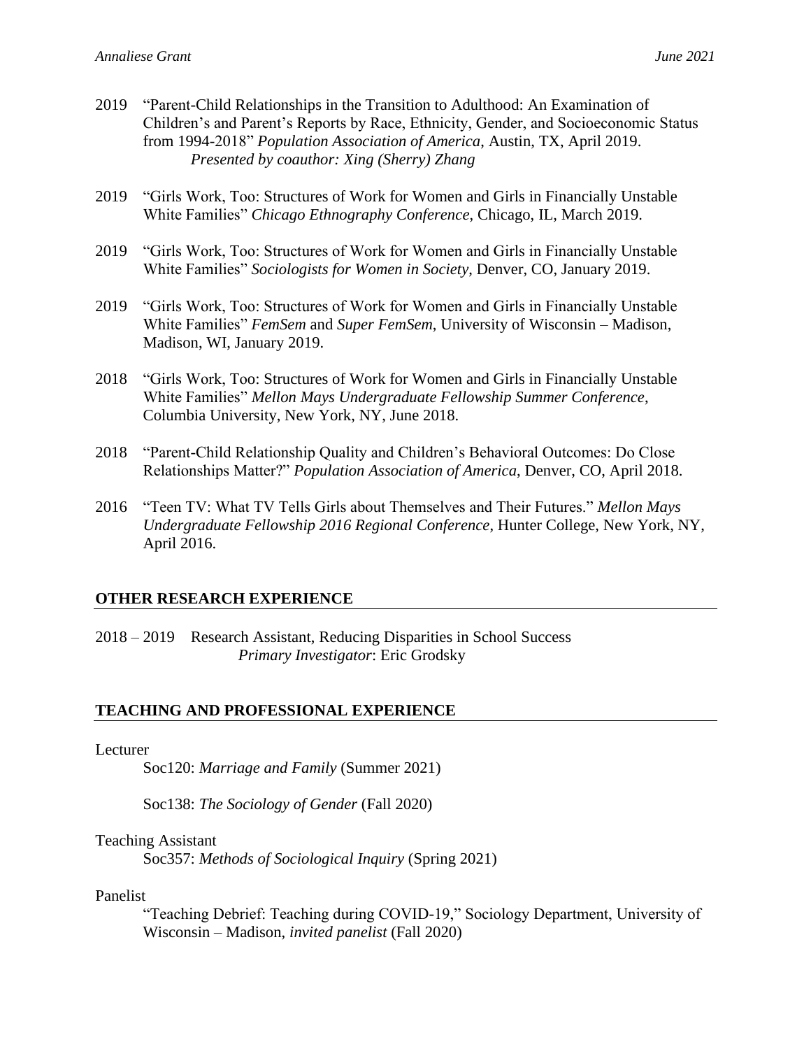2019 "Parent-Child Relationships in the Transition to Adulthood: An Examination of Children's and Parent's Reports by Race, Ethnicity, Gender, and Socioeconomic Status from 1994-2018" *Population Association of America*, Austin, TX, April 2019.
*Presented by coauthor: Xing (Sherry) Zhang*

2019 "Girls Work, Too: Structures of Work for Women and Girls in Financially Unstable White Families" *Chicago Ethnography Conference*, Chicago, IL, March 2019.

2019 "Girls Work, Too: Structures of Work for Women and Girls in Financially Unstable White Families" *Sociologists for Women in Society*, Denver, CO, January 2019.

2019 "Girls Work, Too: Structures of Work for Women and Girls in Financially Unstable White Families" *FemSem* and *Super FemSem*, University of Wisconsin – Madison, Madison, WI, January 2019.

2018 "Girls Work, Too: Structures of Work for Women and Girls in Financially Unstable White Families" *Mellon Mays Undergraduate Fellowship Summer Conference*, Columbia University, New York, NY, June 2018.

2018 "Parent-Child Relationship Quality and Children's Behavioral Outcomes: Do Close Relationships Matter?" *Population Association of America*, Denver, CO, April 2018.

2016 "Teen TV: What TV Tells Girls about Themselves and Their Futures." *Mellon Mays Undergraduate Fellowship 2016 Regional Conference*, Hunter College, New York, NY, April 2016.

## OTHER RESEARCH EXPERIENCE

2018 – 2019 Research Assistant, Reducing Disparities in School Success
*Primary Investigator*: Eric Grodsky

## TEACHING AND PROFESSIONAL EXPERIENCE

Lecturer

Soc120: *Marriage and Family* (Summer 2021)

Soc138: *The Sociology of Gender* (Fall 2020)

Teaching Assistant

Soc357: *Methods of Sociological Inquiry* (Spring 2021)

Panelist

"Teaching Debrief: Teaching during COVID-19," Sociology Department, University of Wisconsin – Madison, *invited panelist* (Fall 2020)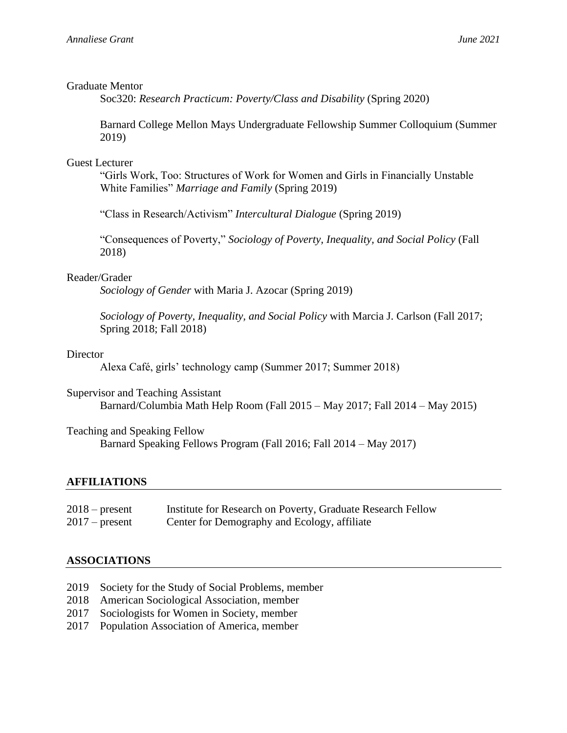Graduate Mentor

Soc320: *Research Practicum: Poverty/Class and Disability* (Spring 2020)

Barnard College Mellon Mays Undergraduate Fellowship Summer Colloquium (Summer 2019)

Guest Lecturer

"Girls Work, Too: Structures of Work for Women and Girls in Financially Unstable White Families" *Marriage and Family* (Spring 2019)

"Class in Research/Activism" *Intercultural Dialogue* (Spring 2019)

"Consequences of Poverty," *Sociology of Poverty, Inequality, and Social Policy* (Fall 2018)

Reader/Grader

*Sociology of Gender* with Maria J. Azocar (Spring 2019)

*Sociology of Poverty, Inequality, and Social Policy* with Marcia J. Carlson (Fall 2017; Spring 2018; Fall 2018)

Director

Alexa Café, girls' technology camp (Summer 2017; Summer 2018)

Supervisor and Teaching Assistant

Barnard/Columbia Math Help Room (Fall 2015 – May 2017; Fall 2014 – May 2015)

Teaching and Speaking Fellow

Barnard Speaking Fellows Program (Fall 2016; Fall 2014 – May 2017)

## AFFILIATIONS

2018 – present    Institute for Research on Poverty, Graduate Research Fellow
2017 – present    Center for Demography and Ecology, affiliate

## ASSOCIATIONS

2019 Society for the Study of Social Problems, member
2018 American Sociological Association, member
2017 Sociologists for Women in Society, member
2017 Population Association of America, member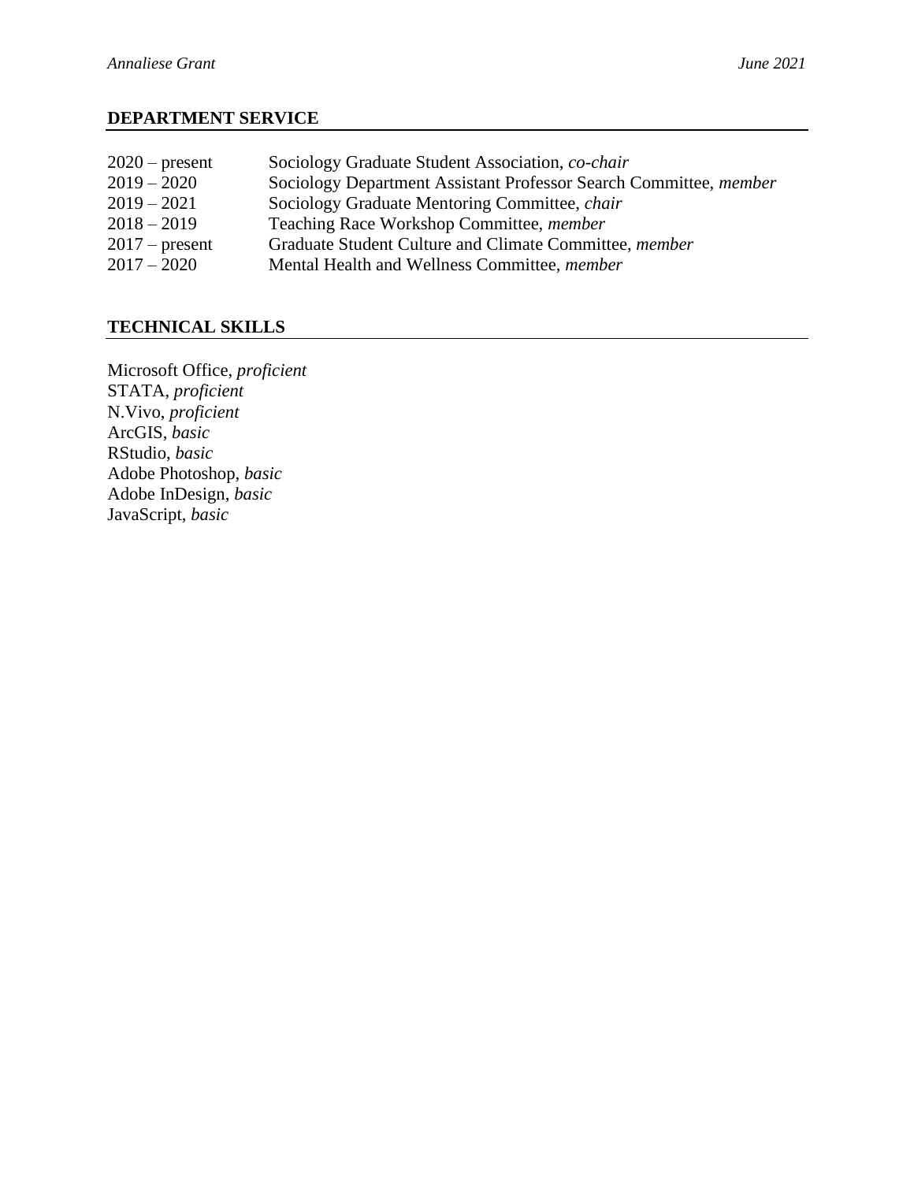## DEPARTMENT SERVICE

| | |
|---|---|
| 2020 – present | Sociology Graduate Student Association, *co-chair* |
| 2019 – 2020 | Sociology Department Assistant Professor Search Committee, *member* |
| 2019 – 2021 | Sociology Graduate Mentoring Committee, *chair* |
| 2018 – 2019 | Teaching Race Workshop Committee, *member* |
| 2017 – present | Graduate Student Culture and Climate Committee, *member* |
| 2017 – 2020 | Mental Health and Wellness Committee, *member* |

## TECHNICAL SKILLS

Microsoft Office, *proficient*
STATA, *proficient*
N.Vivo, *proficient*
ArcGIS, *basic*
RStudio, *basic*
Adobe Photoshop, *basic*
Adobe InDesign, *basic*
JavaScript, *basic*